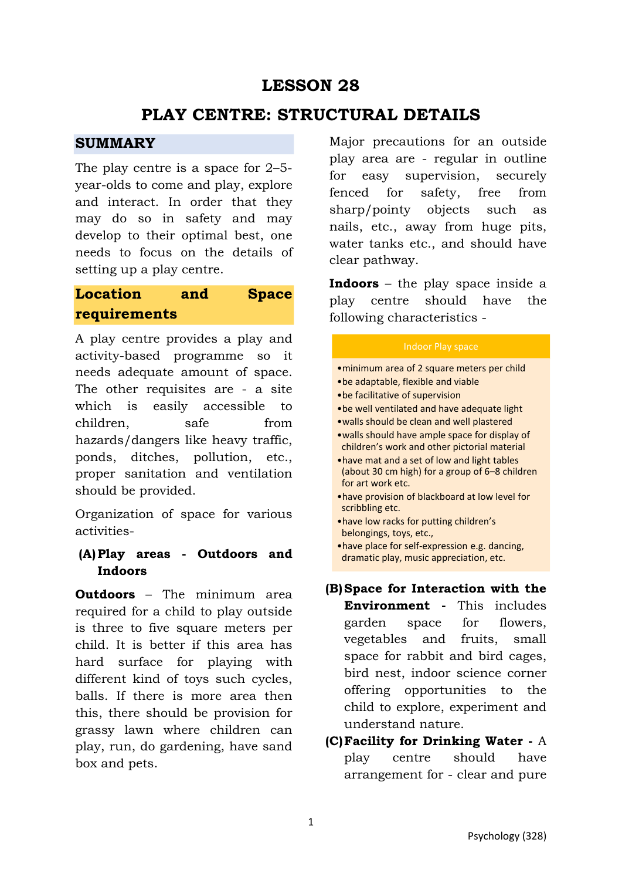# LESSON 28

# PLAY CENTRE: STRUCTURAL DETAILS

## SUMMARY

The play centre is a space for 2–5-year-olds to come and play, explore and interact. In order that they may do so in safety and may develop to their optimal best, one needs to focus on the details of setting up a play centre.

## Location and Space requirements

A play centre provides a play and activity-based programme so it needs adequate amount of space. The other requisites are - a site which is easily accessible to children, safe from hazards/dangers like heavy traffic, ponds, ditches, pollution, etc., proper sanitation and ventilation should be provided.

Organization of space for various activities-

**(A) Play areas - Outdoors and Indoors**

**Outdoors** – The minimum area required for a child to play outside is three to five square meters per child. It is better if this area has hard surface for playing with different kind of toys such cycles, balls. If there is more area then this, there should be provision for grassy lawn where children can play, run, do gardening, have sand box and pets.

Major precautions for an outside play area are - regular in outline for easy supervision, securely fenced for safety, free from sharp/pointy objects such as nails, etc., away from huge pits, water tanks etc., and should have clear pathway.

**Indoors** – the play space inside a play centre should have the following characteristics -

| Indoor Play space |
|---|
| • minimum area of 2 square meters per child<br>• be adaptable, flexible and viable<br>• be facilitative of supervision<br>• be well ventilated and have adequate light<br>• walls should be clean and well plastered<br>• walls should have ample space for display of children's work and other pictorial material<br>• have mat and a set of low and light tables (about 30 cm high) for a group of 6–8 children for art work etc.<br>• have provision of blackboard at low level for scribbling etc.<br>• have low racks for putting children's belongings, toys, etc.,<br>• have place for self-expression e.g. dancing, dramatic play, music appreciation, etc. |

**(B) Space for Interaction with the Environment -** This includes garden space for flowers, vegetables and fruits, small space for rabbit and bird cages, bird nest, indoor science corner offering opportunities to the child to explore, experiment and understand nature.

**(C) Facility for Drinking Water -** A play centre should have arrangement for - clear and pure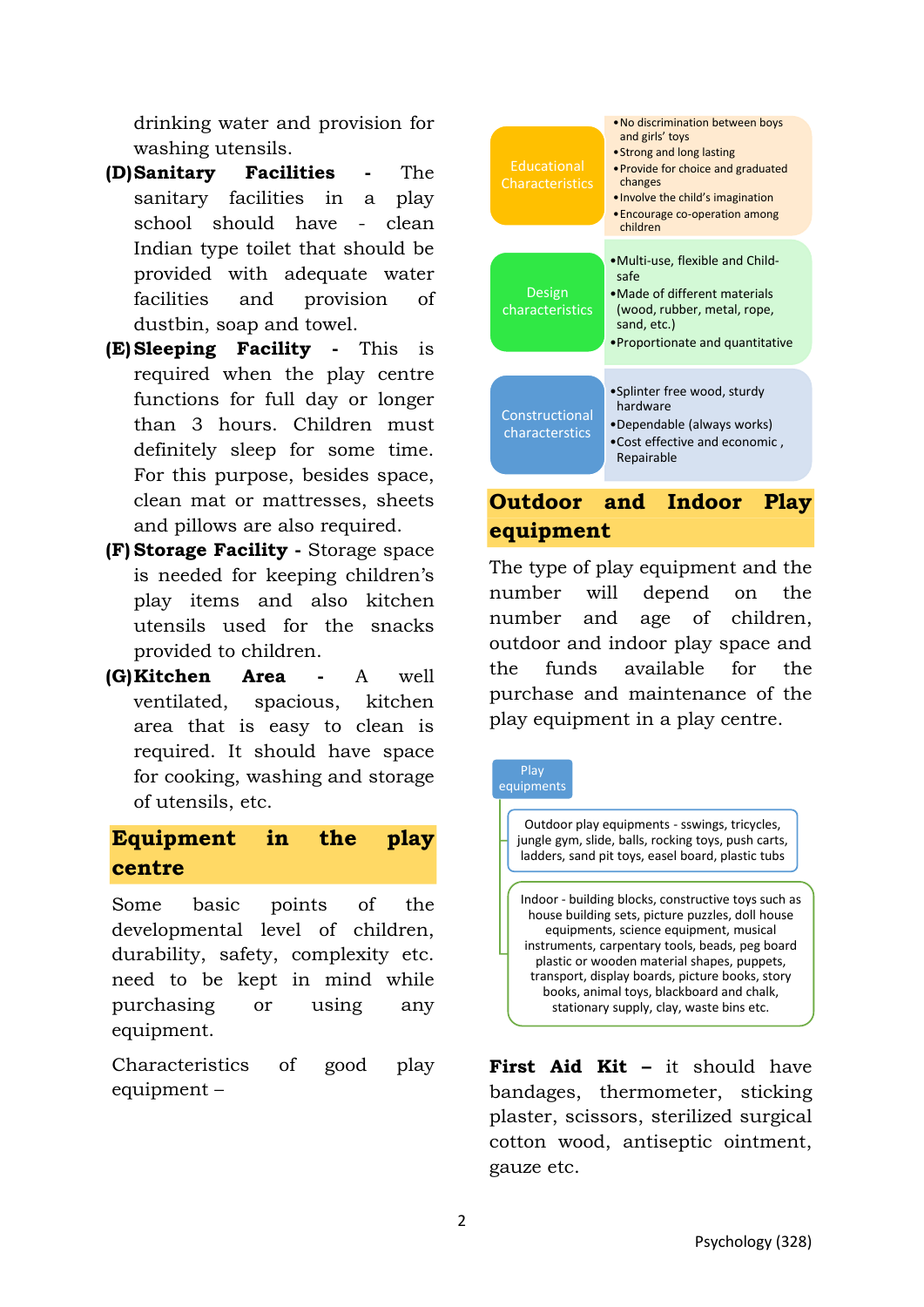drinking water and provision for washing utensils.

**(D) Sanitary Facilities** - The sanitary facilities in a play school should have - clean Indian type toilet that should be provided with adequate water facilities and provision of dustbin, soap and towel.

**(E) Sleeping Facility** - This is required when the play centre functions for full day or longer than 3 hours. Children must definitely sleep for some time. For this purpose, besides space, clean mat or mattresses, sheets and pillows are also required.

**(F) Storage Facility** - Storage space is needed for keeping children's play items and also kitchen utensils used for the snacks provided to children.

**(G) Kitchen Area** - A well ventilated, spacious, kitchen area that is easy to clean is required. It should have space for cooking, washing and storage of utensils, etc.

## Equipment in the play centre

Some basic points of the developmental level of children, durability, safety, complexity etc. need to be kept in mind while purchasing or using any equipment.

Characteristics of good play equipment –

**Educational Characteristics**
- No discrimination between boys and girls' toys
- Strong and long lasting
- Provide for choice and graduated changes
- Involve the child's imagination
- Encourage co-operation among children

**Design characteristics**
- Multi-use, flexible and Child-safe
- Made of different materials (wood, rubber, metal, rope, sand, etc.)
- Proportionate and quantitative

**Constructional characterstics**
- Splinter free wood, sturdy hardware
- Dependable (always works)
- Cost effective and economic , Repairable

## Outdoor and Indoor Play equipment

The type of play equipment and the number will depend on the number and age of children, outdoor and indoor play space and the funds available for the purchase and maintenance of the play equipment in a play centre.

**Play equipments**
- Outdoor play equipments - sswings, tricycles, jungle gym, slide, balls, rocking toys, push carts, ladders, sand pit toys, easel board, plastic tubs
- Indoor - building blocks, constructive toys such as house building sets, picture puzzles, doll house equipments, science equipment, musical instruments, carpentary tools, beads, peg board plastic or wooden material shapes, puppets, transport, display boards, picture books, story books, animal toys, blackboard and chalk, stationary supply, clay, waste bins etc.

**First Aid Kit** – it should have bandages, thermometer, sticking plaster, scissors, sterilized surgical cotton wood, antiseptic ointment, gauze etc.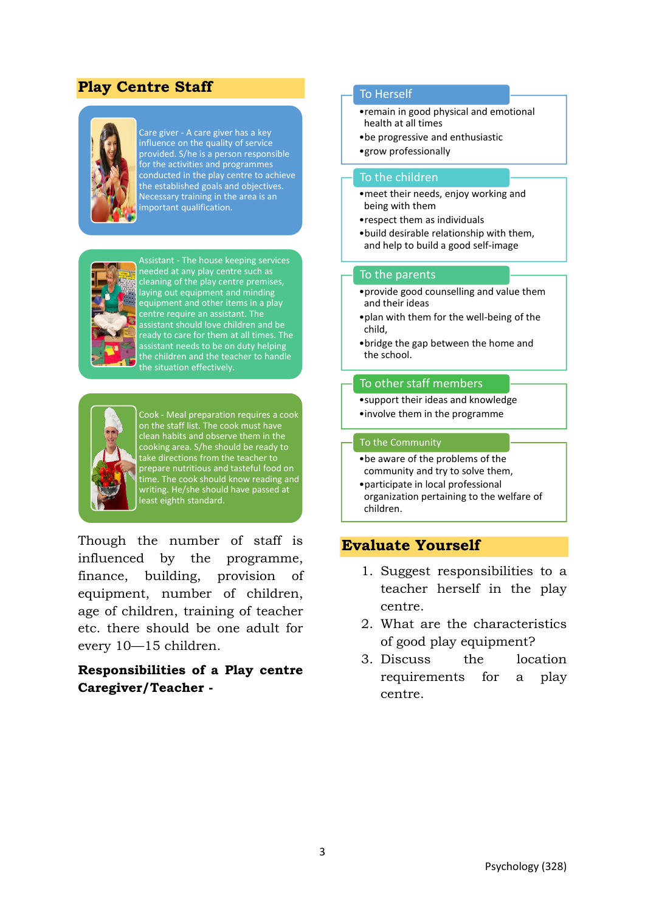## Play Centre Staff

Care giver - A care giver has a key influence on the quality of service provided. S/he is a person responsible for the activities and programmes conducted in the play centre to achieve the established goals and objectives. Necessary training in the area is an important qualification.

Assistant - The house keeping services needed at any play centre such as cleaning of the play centre premises, laying out equipment and minding equipment and other items in a play centre require an assistant. The assistant should love children and be ready to care for them at all times. The assistant needs to be on duty helping the children and the teacher to handle the situation effectively.

Cook - Meal preparation requires a cook on the staff list. The cook must have clean habits and observe them in the cooking area. S/he should be ready to take directions from the teacher to prepare nutritious and tasteful food on time. The cook should know reading and writing. He/she should have passed at least eighth standard.

Though the number of staff is influenced by the programme, finance, building, provision of equipment, number of children, age of children, training of teacher etc. there should be one adult for every 10—15 children.

**Responsibilities of a Play centre Caregiver/Teacher -**

### To Herself

- remain in good physical and emotional health at all times
- be progressive and enthusiastic
- grow professionally

### To the children

- meet their needs, enjoy working and being with them
- respect them as individuals
- build desirable relationship with them, and help to build a good self-image

### To the parents

- provide good counselling and value them and their ideas
- plan with them for the well-being of the child,
- bridge the gap between the home and the school.

### To other staff members

- support their ideas and knowledge
- involve them in the programme

### To the Community

- be aware of the problems of the community and try to solve them,
- participate in local professional organization pertaining to the welfare of children.

## Evaluate Yourself

1. Suggest responsibilities to a teacher herself in the play centre.
2. What are the characteristics of good play equipment?
3. Discuss the location requirements for a play centre.